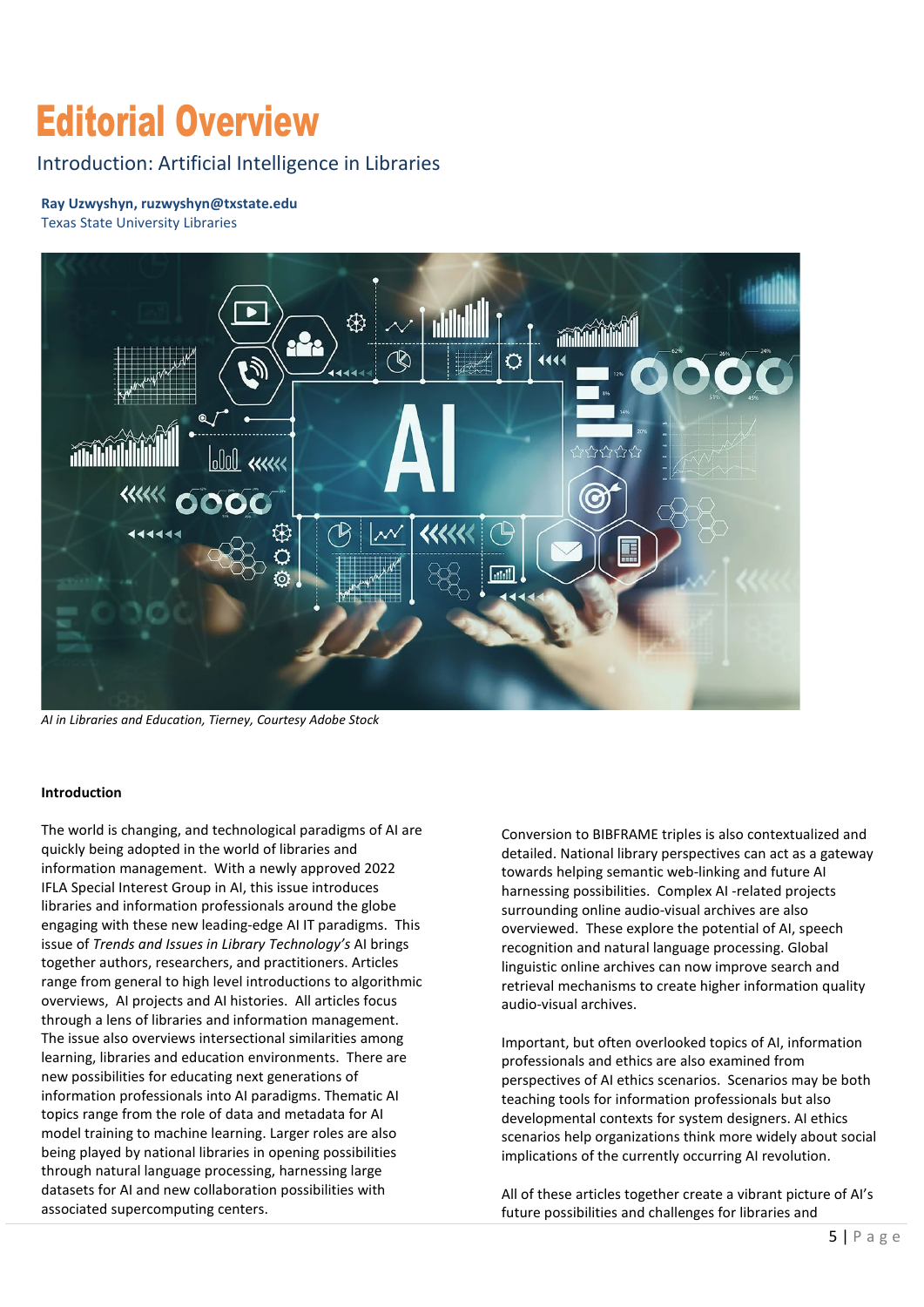# Editorial Overview

## Introduction: Artificial Intelligence in Libraries

**Ray Uzwyshyn, ruzwyshyn@txstate.edu**
Texas State University Libraries

*AI in Libraries and Education, Tierney, Courtesy Adobe Stock*

### Introduction

The world is changing, and technological paradigms of AI are quickly being adopted in the world of libraries and information management. With a newly approved 2022 IFLA Special Interest Group in AI, this issue introduces libraries and information professionals around the globe engaging with these new leading-edge AI IT paradigms. This issue of *Trends and Issues in Library Technology's* AI brings together authors, researchers, and practitioners. Articles range from general to high level introductions to algorithmic overviews, AI projects and AI histories. All articles focus through a lens of libraries and information management. The issue also overviews intersectional similarities among learning, libraries and education environments. There are new possibilities for educating next generations of information professionals into AI paradigms. Thematic AI topics range from the role of data and metadata for AI model training to machine learning. Larger roles are also being played by national libraries in opening possibilities through natural language processing, harnessing large datasets for AI and new collaboration possibilities with associated supercomputing centers.

Conversion to BIBFRAME triples is also contextualized and detailed. National library perspectives can act as a gateway towards helping semantic web-linking and future AI harnessing possibilities. Complex AI -related projects surrounding online audio-visual archives are also overviewed. These explore the potential of AI, speech recognition and natural language processing. Global linguistic online archives can now improve search and retrieval mechanisms to create higher information quality audio-visual archives.

Important, but often overlooked topics of AI, information professionals and ethics are also examined from perspectives of AI ethics scenarios. Scenarios may be both teaching tools for information professionals but also developmental contexts for system designers. AI ethics scenarios help organizations think more widely about social implications of the currently occurring AI revolution.

All of these articles together create a vibrant picture of AI's future possibilities and challenges for libraries and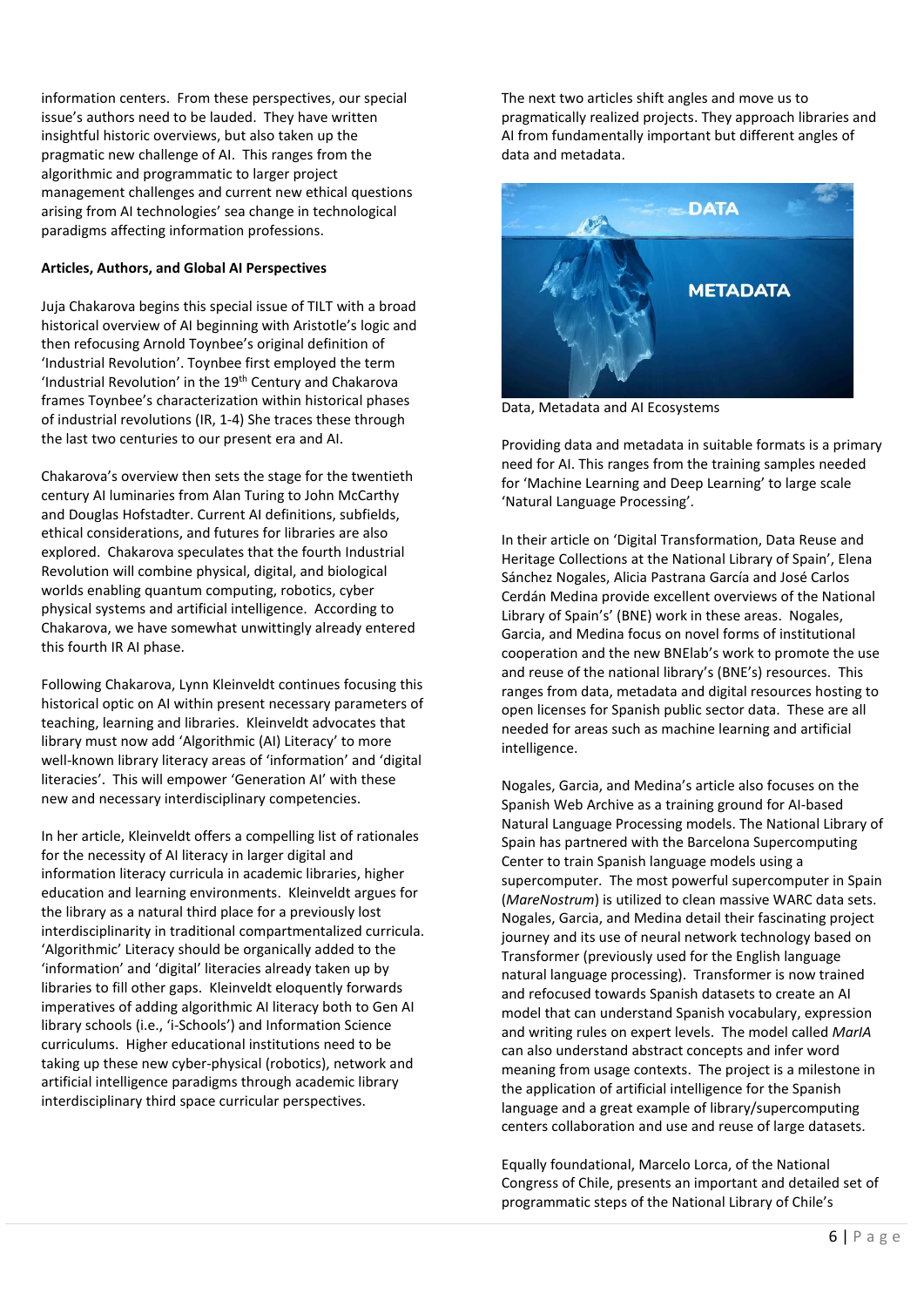information centers. From these perspectives, our special issue's authors need to be lauded. They have written insightful historic overviews, but also taken up the pragmatic new challenge of AI. This ranges from the algorithmic and programmatic to larger project management challenges and current new ethical questions arising from AI technologies' sea change in technological paradigms affecting information professions.

**Articles, Authors, and Global AI Perspectives**

Juja Chakarova begins this special issue of TILT with a broad historical overview of AI beginning with Aristotle's logic and then refocusing Arnold Toynbee's original definition of 'Industrial Revolution'. Toynbee first employed the term 'Industrial Revolution' in the 19th Century and Chakarova frames Toynbee's characterization within historical phases of industrial revolutions (IR, 1-4) She traces these through the last two centuries to our present era and AI.

Chakarova's overview then sets the stage for the twentieth century AI luminaries from Alan Turing to John McCarthy and Douglas Hofstadter. Current AI definitions, subfields, ethical considerations, and futures for libraries are also explored. Chakarova speculates that the fourth Industrial Revolution will combine physical, digital, and biological worlds enabling quantum computing, robotics, cyber physical systems and artificial intelligence. According to Chakarova, we have somewhat unwittingly already entered this fourth IR AI phase.

Following Chakarova, Lynn Kleinveldt continues focusing this historical optic on AI within present necessary parameters of teaching, learning and libraries. Kleinveldt advocates that library must now add 'Algorithmic (AI) Literacy' to more well-known library literacy areas of 'information' and 'digital literacies'. This will empower 'Generation AI' with these new and necessary interdisciplinary competencies.

In her article, Kleinveldt offers a compelling list of rationales for the necessity of AI literacy in larger digital and information literacy curricula in academic libraries, higher education and learning environments. Kleinveldt argues for the library as a natural third place for a previously lost interdisciplinarity in traditional compartmentalized curricula. 'Algorithmic' Literacy should be organically added to the 'information' and 'digital' literacies already taken up by libraries to fill other gaps. Kleinveldt eloquently forwards imperatives of adding algorithmic AI literacy both to Gen AI library schools (i.e., 'i-Schools') and Information Science curriculums. Higher educational institutions need to be taking up these new cyber-physical (robotics), network and artificial intelligence paradigms through academic library interdisciplinary third space curricular perspectives.

The next two articles shift angles and move us to pragmatically realized projects. They approach libraries and AI from fundamentally important but different angles of data and metadata.

Data, Metadata and AI Ecosystems

Providing data and metadata in suitable formats is a primary need for AI. This ranges from the training samples needed for 'Machine Learning and Deep Learning' to large scale 'Natural Language Processing'.

In their article on 'Digital Transformation, Data Reuse and Heritage Collections at the National Library of Spain', Elena Sánchez Nogales, Alicia Pastrana García and José Carlos Cerdán Medina provide excellent overviews of the National Library of Spain's' (BNE) work in these areas. Nogales, Garcia, and Medina focus on novel forms of institutional cooperation and the new BNElab's work to promote the use and reuse of the national library's (BNE's) resources. This ranges from data, metadata and digital resources hosting to open licenses for Spanish public sector data. These are all needed for areas such as machine learning and artificial intelligence.

Nogales, Garcia, and Medina's article also focuses on the Spanish Web Archive as a training ground for AI-based Natural Language Processing models. The National Library of Spain has partnered with the Barcelona Supercomputing Center to train Spanish language models using a supercomputer. The most powerful supercomputer in Spain (*MareNostrum*) is utilized to clean massive WARC data sets. Nogales, Garcia, and Medina detail their fascinating project journey and its use of neural network technology based on Transformer (previously used for the English language natural language processing). Transformer is now trained and refocused towards Spanish datasets to create an AI model that can understand Spanish vocabulary, expression and writing rules on expert levels. The model called *MarIA* can also understand abstract concepts and infer word meaning from usage contexts. The project is a milestone in the application of artificial intelligence for the Spanish language and a great example of library/supercomputing centers collaboration and use and reuse of large datasets.

Equally foundational, Marcelo Lorca, of the National Congress of Chile, presents an important and detailed set of programmatic steps of the National Library of Chile's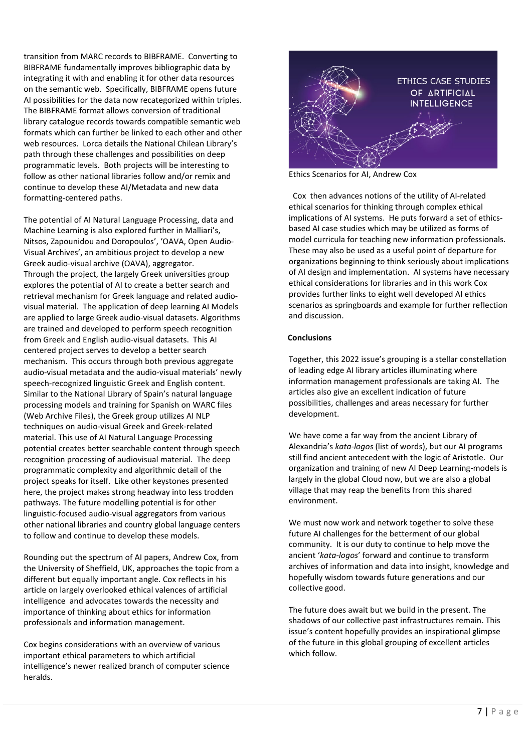transition from MARC records to BIBFRAME. Converting to BIBFRAME fundamentally improves bibliographic data by integrating it with and enabling it for other data resources on the semantic web. Specifically, BIBFRAME opens future AI possibilities for the data now recategorized within triples. The BIBFRAME format allows conversion of traditional library catalogue records towards compatible semantic web formats which can further be linked to each other and other web resources. Lorca details the National Chilean Library's path through these challenges and possibilities on deep programmatic levels. Both projects will be interesting to follow as other national libraries follow and/or remix and continue to develop these AI/Metadata and new data formatting-centered paths.

The potential of AI Natural Language Processing, data and Machine Learning is also explored further in Malliari's, Nitsos, Zapounidou and Doropoulos', 'OAVA, Open Audio-Visual Archives', an ambitious project to develop a new Greek audio-visual archive (OAVA), aggregator. Through the project, the largely Greek universities group explores the potential of AI to create a better search and retrieval mechanism for Greek language and related audio-visual material. The application of deep learning AI Models are applied to large Greek audio-visual datasets. Algorithms are trained and developed to perform speech recognition from Greek and English audio-visual datasets. This AI centered project serves to develop a better search mechanism. This occurs through both previous aggregate audio-visual metadata and the audio-visual materials' newly speech-recognized linguistic Greek and English content. Similar to the National Library of Spain's natural language processing models and training for Spanish on WARC files (Web Archive Files), the Greek group utilizes AI NLP techniques on audio-visual Greek and Greek-related material. This use of AI Natural Language Processing potential creates better searchable content through speech recognition processing of audiovisual material. The deep programmatic complexity and algorithmic detail of the project speaks for itself. Like other keystones presented here, the project makes strong headway into less trodden pathways. The future modelling potential is for other linguistic-focused audio-visual aggregators from various other national libraries and country global language centers to follow and continue to develop these models.

Rounding out the spectrum of AI papers, Andrew Cox, from the University of Sheffield, UK, approaches the topic from a different but equally important angle. Cox reflects in his article on largely overlooked ethical valences of artificial intelligence and advocates towards the necessity and importance of thinking about ethics for information professionals and information management.

Cox begins considerations with an overview of various important ethical parameters to which artificial intelligence's newer realized branch of computer science heralds.

ETHICS CASE STUDIES OF ARTIFICIAL INTELLIGENCE

Ethics Scenarios for AI, Andrew Cox

Cox then advances notions of the utility of AI-related ethical scenarios for thinking through complex ethical implications of AI systems. He puts forward a set of ethics-based AI case studies which may be utilized as forms of model curricula for teaching new information professionals. These may also be used as a useful point of departure for organizations beginning to think seriously about implications of AI design and implementation. AI systems have necessary ethical considerations for libraries and in this work Cox provides further links to eight well developed AI ethics scenarios as springboards and example for further reflection and discussion.

**Conclusions**

Together, this 2022 issue's grouping is a stellar constellation of leading edge AI library articles illuminating where information management professionals are taking AI. The articles also give an excellent indication of future possibilities, challenges and areas necessary for further development.

We have come a far way from the ancient Library of Alexandria's *kata-logos* (list of words), but our AI programs still find ancient antecedent with the logic of Aristotle. Our organization and training of new AI Deep Learning-models is largely in the global Cloud now, but we are also a global village that may reap the benefits from this shared environment.

We must now work and network together to solve these future AI challenges for the betterment of our global community. It is our duty to continue to help move the ancient '*kata-logos*' forward and continue to transform archives of information and data into insight, knowledge and hopefully wisdom towards future generations and our collective good.

The future does await but we build in the present. The shadows of our collective past infrastructures remain. This issue's content hopefully provides an inspirational glimpse of the future in this global grouping of excellent articles which follow.